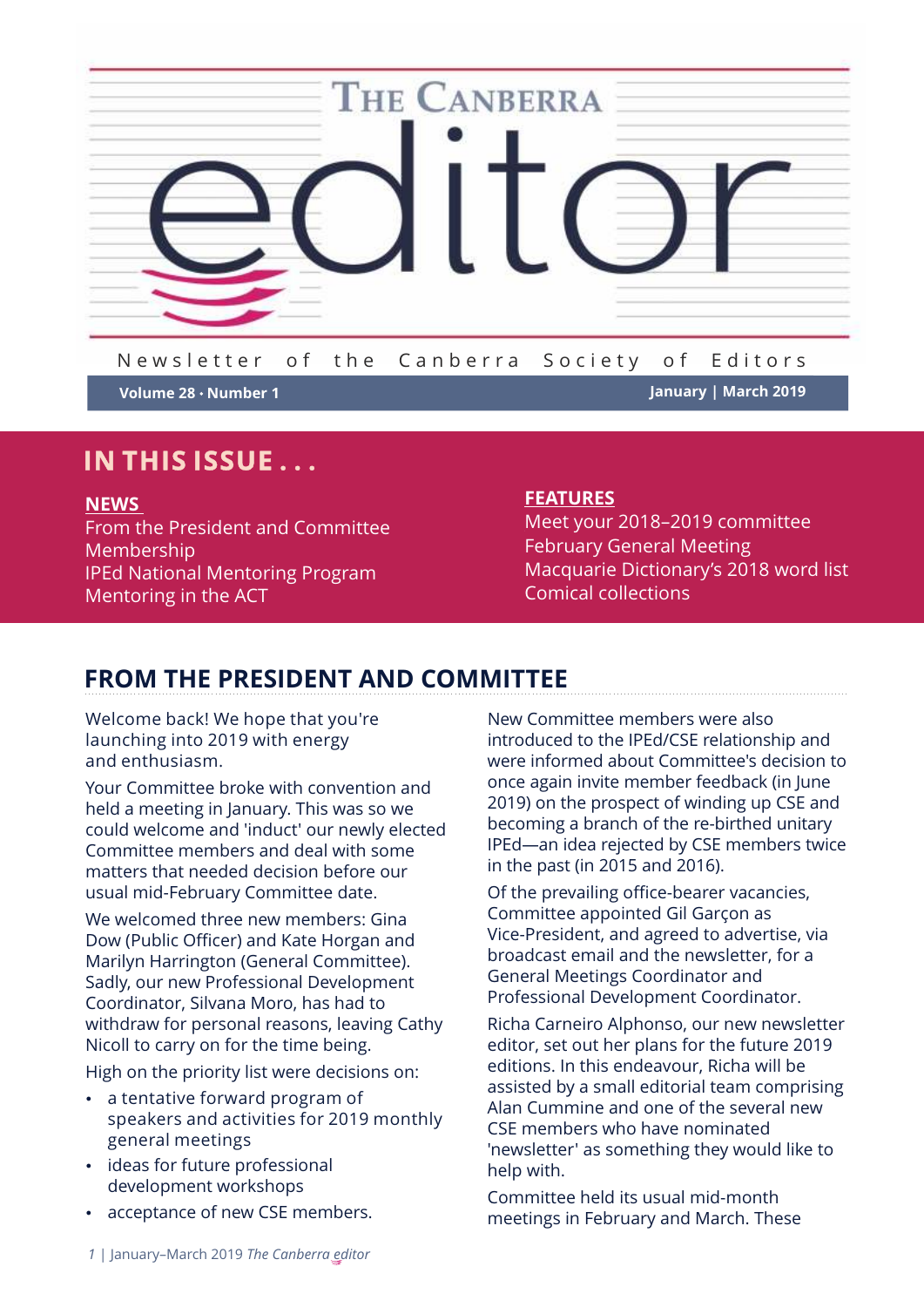# The Canberra editor

Newsletter of the Canberra Society of Editors

**Volume 28 · Number 1** **January | March 2019**

## IN THIS ISSUE . . .

**NEWS**

From the President and Committee
Membership
IPEd National Mentoring Program
Mentoring in the ACT

**FEATURES**

Meet your 2018–2019 committee
February General Meeting
Macquarie Dictionary's 2018 word list
Comical collections

## FROM THE PRESIDENT AND COMMITTEE

Welcome back! We hope that you're launching into 2019 with energy and enthusiasm.

Your Committee broke with convention and held a meeting in January. This was so we could welcome and 'induct' our newly elected Committee members and deal with some matters that needed decision before our usual mid-February Committee date.

We welcomed three new members: Gina Dow (Public Officer) and Kate Horgan and Marilyn Harrington (General Committee). Sadly, our new Professional Development Coordinator, Silvana Moro, has had to withdraw for personal reasons, leaving Cathy Nicoll to carry on for the time being.

High on the priority list were decisions on:

- a tentative forward program of speakers and activities for 2019 monthly general meetings
- ideas for future professional development workshops
- acceptance of new CSE members.

New Committee members were also introduced to the IPEd/CSE relationship and were informed about Committee's decision to once again invite member feedback (in June 2019) on the prospect of winding up CSE and becoming a branch of the re-birthed unitary IPEd—an idea rejected by CSE members twice in the past (in 2015 and 2016).

Of the prevailing office-bearer vacancies, Committee appointed Gil Garçon as Vice-President, and agreed to advertise, via broadcast email and the newsletter, for a General Meetings Coordinator and Professional Development Coordinator.

Richa Carneiro Alphonso, our new newsletter editor, set out her plans for the future 2019 editions. In this endeavour, Richa will be assisted by a small editorial team comprising Alan Cummine and one of the several new CSE members who have nominated 'newsletter' as something they would like to help with.

Committee held its usual mid-month meetings in February and March. These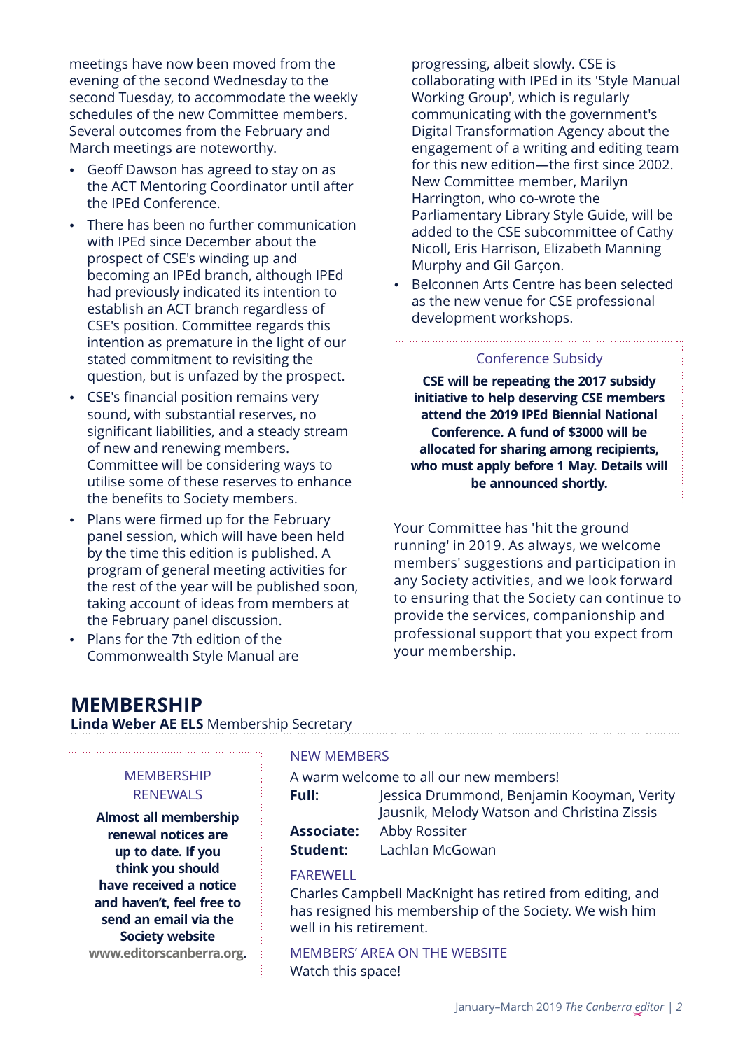meetings have now been moved from the evening of the second Wednesday to the second Tuesday, to accommodate the weekly schedules of the new Committee members. Several outcomes from the February and March meetings are noteworthy.

- Geoff Dawson has agreed to stay on as the ACT Mentoring Coordinator until after the IPEd Conference.
- There has been no further communication with IPEd since December about the prospect of CSE's winding up and becoming an IPEd branch, although IPEd had previously indicated its intention to establish an ACT branch regardless of CSE's position. Committee regards this intention as premature in the light of our stated commitment to revisiting the question, but is unfazed by the prospect.
- CSE's financial position remains very sound, with substantial reserves, no significant liabilities, and a steady stream of new and renewing members. Committee will be considering ways to utilise some of these reserves to enhance the benefits to Society members.
- Plans were firmed up for the February panel session, which will have been held by the time this edition is published. A program of general meeting activities for the rest of the year will be published soon, taking account of ideas from members at the February panel discussion.
- Plans for the 7th edition of the Commonwealth Style Manual are progressing, albeit slowly. CSE is collaborating with IPEd in its 'Style Manual Working Group', which is regularly communicating with the government's Digital Transformation Agency about the engagement of a writing and editing team for this new edition—the first since 2002. New Committee member, Marilyn Harrington, who co-wrote the Parliamentary Library Style Guide, will be added to the CSE subcommittee of Cathy Nicoll, Eris Harrison, Elizabeth Manning Murphy and Gil Garçon.
- Belconnen Arts Centre has been selected as the new venue for CSE professional development workshops.

### Conference Subsidy

**CSE will be repeating the 2017 subsidy initiative to help deserving CSE members attend the 2019 IPEd Biennial National Conference. A fund of $3000 will be allocated for sharing among recipients, who must apply before 1 May. Details will be announced shortly.**

Your Committee has 'hit the ground running' in 2019. As always, we welcome members' suggestions and participation in any Society activities, and we look forward to ensuring that the Society can continue to provide the services, companionship and professional support that you expect from your membership.

## MEMBERSHIP

**Linda Weber AE ELS** Membership Secretary

### MEMBERSHIP RENEWALS

**Almost all membership renewal notices are up to date. If you think you should have received a notice and haven't, feel free to send an email via the Society website www.editorscanberra.org.**

### NEW MEMBERS

A warm welcome to all our new members!

**Full:** Jessica Drummond, Benjamin Kooyman, Verity Jausnik, Melody Watson and Christina Zissis

**Associate:** Abby Rossiter

**Student:** Lachlan McGowan

### FAREWELL

Charles Campbell MacKnight has retired from editing, and has resigned his membership of the Society. We wish him well in his retirement.

### MEMBERS' AREA ON THE WEBSITE

Watch this space!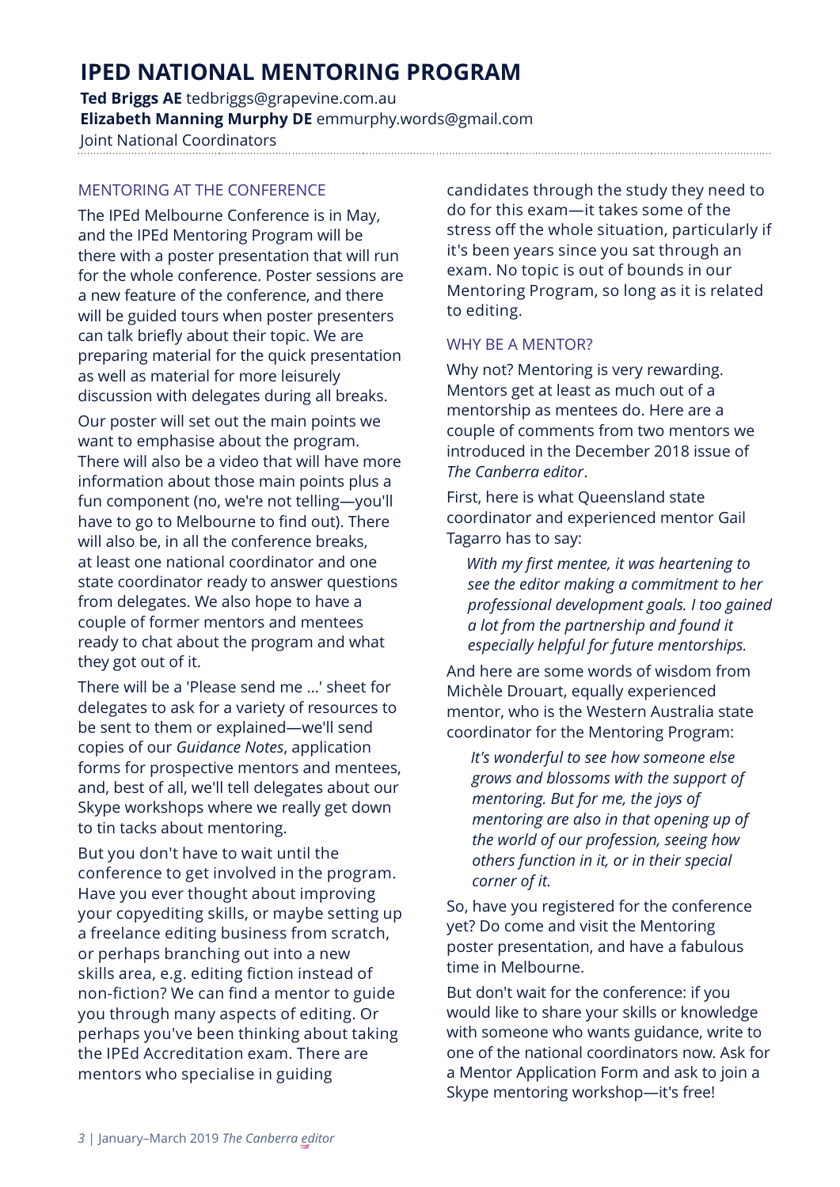# IPED NATIONAL MENTORING PROGRAM

**Ted Briggs AE** tedbriggs@grapevine.com.au
**Elizabeth Manning Murphy DE** emmurphy.words@gmail.com
Joint National Coordinators

## MENTORING AT THE CONFERENCE

The IPEd Melbourne Conference is in May, and the IPEd Mentoring Program will be there with a poster presentation that will run for the whole conference. Poster sessions are a new feature of the conference, and there will be guided tours when poster presenters can talk briefly about their topic. We are preparing material for the quick presentation as well as material for more leisurely discussion with delegates during all breaks.

Our poster will set out the main points we want to emphasise about the program. There will also be a video that will have more information about those main points plus a fun component (no, we're not telling—you'll have to go to Melbourne to find out). There will also be, in all the conference breaks, at least one national coordinator and one state coordinator ready to answer questions from delegates. We also hope to have a couple of former mentors and mentees ready to chat about the program and what they got out of it.

There will be a 'Please send me …' sheet for delegates to ask for a variety of resources to be sent to them or explained—we'll send copies of our *Guidance Notes*, application forms for prospective mentors and mentees, and, best of all, we'll tell delegates about our Skype workshops where we really get down to tin tacks about mentoring.

But you don't have to wait until the conference to get involved in the program. Have you ever thought about improving your copyediting skills, or maybe setting up a freelance editing business from scratch, or perhaps branching out into a new skills area, e.g. editing fiction instead of non-fiction? We can find a mentor to guide you through many aspects of editing. Or perhaps you've been thinking about taking the IPEd Accreditation exam. There are mentors who specialise in guiding candidates through the study they need to do for this exam—it takes some of the stress off the whole situation, particularly if it's been years since you sat through an exam. No topic is out of bounds in our Mentoring Program, so long as it is related to editing.

## WHY BE A MENTOR?

Why not? Mentoring is very rewarding. Mentors get at least as much out of a mentorship as mentees do. Here are a couple of comments from two mentors we introduced in the December 2018 issue of *The Canberra editor*.

First, here is what Queensland state coordinator and experienced mentor Gail Tagarro has to say:

> *With my first mentee, it was heartening to see the editor making a commitment to her professional development goals. I too gained a lot from the partnership and found it especially helpful for future mentorships.*

And here are some words of wisdom from Michèle Drouart, equally experienced mentor, who is the Western Australia state coordinator for the Mentoring Program:

> *It's wonderful to see how someone else grows and blossoms with the support of mentoring. But for me, the joys of mentoring are also in that opening up of the world of our profession, seeing how others function in it, or in their special corner of it.*

So, have you registered for the conference yet? Do come and visit the Mentoring poster presentation, and have a fabulous time in Melbourne.

But don't wait for the conference: if you would like to share your skills or knowledge with someone who wants guidance, write to one of the national coordinators now. Ask for a Mentor Application Form and ask to join a Skype mentoring workshop—it's free!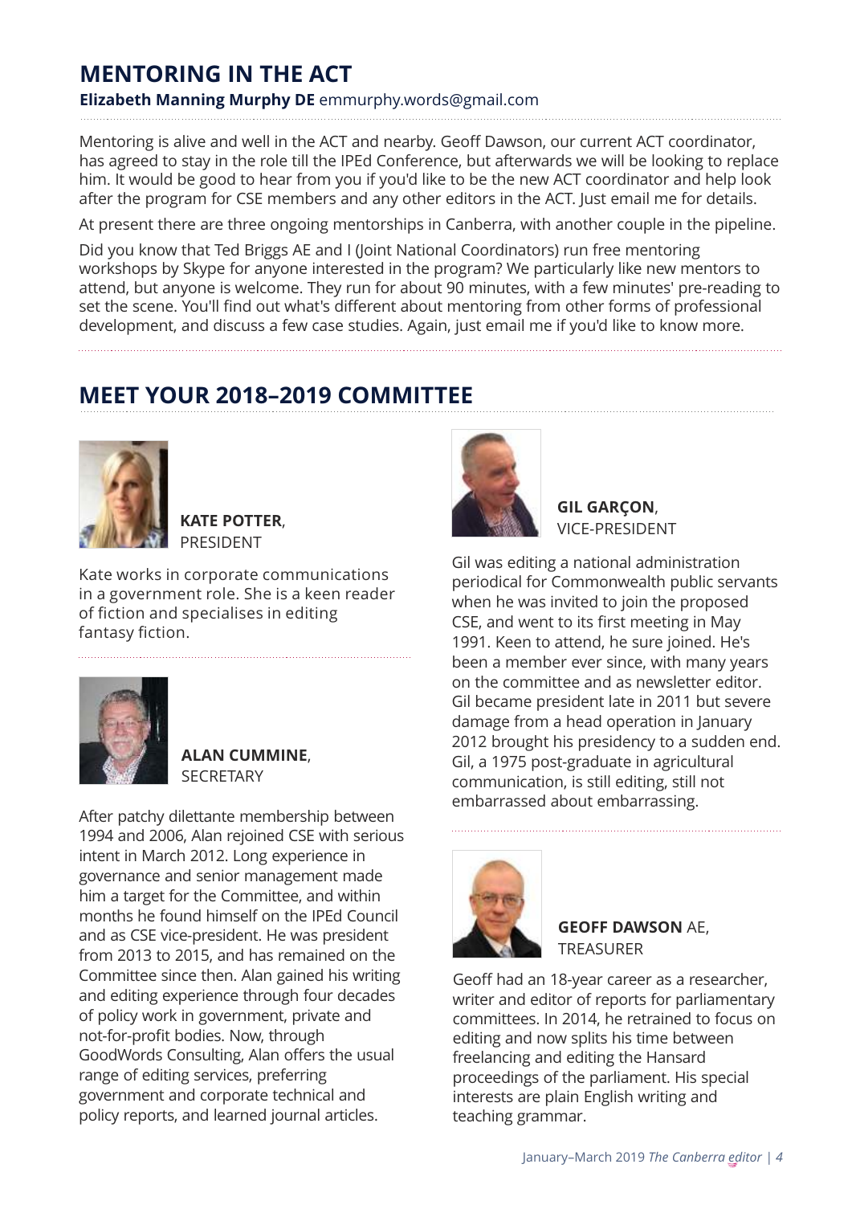## MENTORING IN THE ACT

**Elizabeth Manning Murphy DE** emmurphy.words@gmail.com

Mentoring is alive and well in the ACT and nearby. Geoff Dawson, our current ACT coordinator, has agreed to stay in the role till the IPEd Conference, but afterwards we will be looking to replace him. It would be good to hear from you if you'd like to be the new ACT coordinator and help look after the program for CSE members and any other editors in the ACT. Just email me for details.

At present there are three ongoing mentorships in Canberra, with another couple in the pipeline.

Did you know that Ted Briggs AE and I (Joint National Coordinators) run free mentoring workshops by Skype for anyone interested in the program? We particularly like new mentors to attend, but anyone is welcome. They run for about 90 minutes, with a few minutes' pre-reading to set the scene. You'll find out what's different about mentoring from other forms of professional development, and discuss a few case studies. Again, just email me if you'd like to know more.

## MEET YOUR 2018–2019 COMMITTEE

**KATE POTTER**, PRESIDENT

Kate works in corporate communications in a government role. She is a keen reader of fiction and specialises in editing fantasy fiction.

**ALAN CUMMINE**, SECRETARY

After patchy dilettante membership between 1994 and 2006, Alan rejoined CSE with serious intent in March 2012. Long experience in governance and senior management made him a target for the Committee, and within months he found himself on the IPEd Council and as CSE vice-president. He was president from 2013 to 2015, and has remained on the Committee since then. Alan gained his writing and editing experience through four decades of policy work in government, private and not-for-profit bodies. Now, through GoodWords Consulting, Alan offers the usual range of editing services, preferring government and corporate technical and policy reports, and learned journal articles.

**GIL GARÇON**, VICE-PRESIDENT

Gil was editing a national administration periodical for Commonwealth public servants when he was invited to join the proposed CSE, and went to its first meeting in May 1991. Keen to attend, he sure joined. He's been a member ever since, with many years on the committee and as newsletter editor. Gil became president late in 2011 but severe damage from a head operation in January 2012 brought his presidency to a sudden end. Gil, a 1975 post-graduate in agricultural communication, is still editing, still not embarrassed about embarrassing.

**GEOFF DAWSON** AE, TREASURER

Geoff had an 18-year career as a researcher, writer and editor of reports for parliamentary committees. In 2014, he retrained to focus on editing and now splits his time between freelancing and editing the Hansard proceedings of the parliament. His special interests are plain English writing and teaching grammar.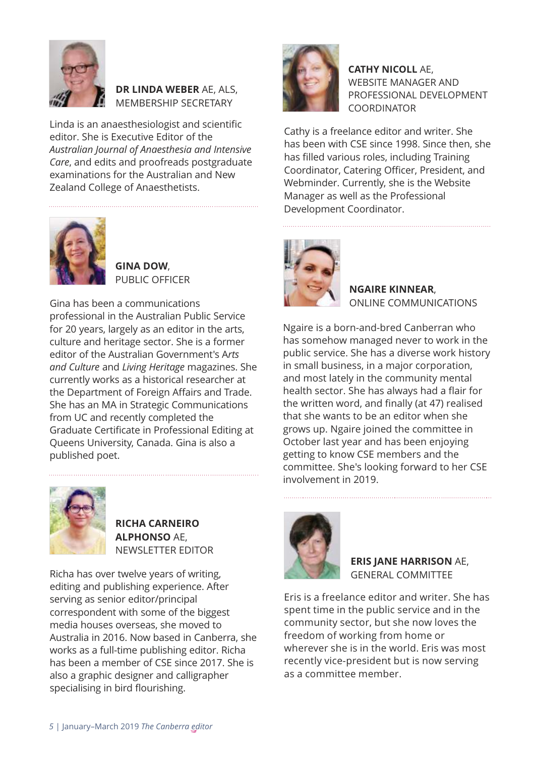**DR LINDA WEBER** AE, ALS,
MEMBERSHIP SECRETARY

Linda is an anaesthesiologist and scientific editor. She is Executive Editor of the *Australian Journal of Anaesthesia and Intensive Care*, and edits and proofreads postgraduate examinations for the Australian and New Zealand College of Anaesthetists.

---

**GINA DOW**,
PUBLIC OFFICER

Gina has been a communications professional in the Australian Public Service for 20 years, largely as an editor in the arts, culture and heritage sector. She is a former editor of the Australian Government's A*rts and Culture* and *Living Heritage* magazines. She currently works as a historical researcher at the Department of Foreign Affairs and Trade. She has an MA in Strategic Communications from UC and recently completed the Graduate Certificate in Professional Editing at Queens University, Canada. Gina is also a published poet.

---

**RICHA CARNEIRO ALPHONSO** AE,
NEWSLETTER EDITOR

Richa has over twelve years of writing, editing and publishing experience. After serving as senior editor/principal correspondent with some of the biggest media houses overseas, she moved to Australia in 2016. Now based in Canberra, she works as a full-time publishing editor. Richa has been a member of CSE since 2017. She is also a graphic designer and calligrapher specialising in bird flourishing.

---

**CATHY NICOLL** AE,
WEBSITE MANAGER AND PROFESSIONAL DEVELOPMENT COORDINATOR

Cathy is a freelance editor and writer. She has been with CSE since 1998. Since then, she has filled various roles, including Training Coordinator, Catering Officer, President, and Webminder. Currently, she is the Website Manager as well as the Professional Development Coordinator.

---

**NGAIRE KINNEAR**,
ONLINE COMMUNICATIONS

Ngaire is a born-and-bred Canberran who has somehow managed never to work in the public service. She has a diverse work history in small business, in a major corporation, and most lately in the community mental health sector. She has always had a flair for the written word, and finally (at 47) realised that she wants to be an editor when she grows up. Ngaire joined the committee in October last year and has been enjoying getting to know CSE members and the committee. She's looking forward to her CSE involvement in 2019.

---

**ERIS JANE HARRISON** AE,
GENERAL COMMITTEE

Eris is a freelance editor and writer. She has spent time in the public service and in the community sector, but she now loves the freedom of working from home or wherever she is in the world. Eris was most recently vice-president but is now serving as a committee member.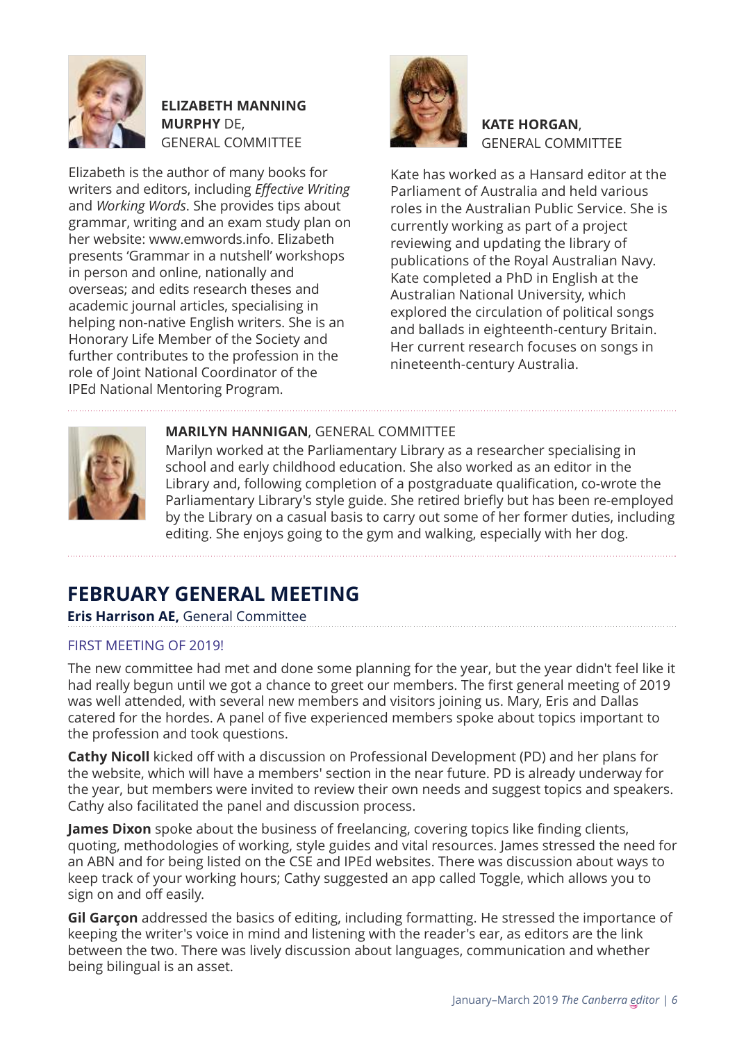**ELIZABETH MANNING MURPHY** DE, GENERAL COMMITTEE

Elizabeth is the author of many books for writers and editors, including *Effective Writing* and *Working Words*. She provides tips about grammar, writing and an exam study plan on her website: www.emwords.info. Elizabeth presents 'Grammar in a nutshell' workshops in person and online, nationally and overseas; and edits research theses and academic journal articles, specialising in helping non-native English writers. She is an Honorary Life Member of the Society and further contributes to the profession in the role of Joint National Coordinator of the IPEd National Mentoring Program.

**KATE HORGAN**, GENERAL COMMITTEE

Kate has worked as a Hansard editor at the Parliament of Australia and held various roles in the Australian Public Service. She is currently working as part of a project reviewing and updating the library of publications of the Royal Australian Navy. Kate completed a PhD in English at the Australian National University, which explored the circulation of political songs and ballads in eighteenth-century Britain. Her current research focuses on songs in nineteenth-century Australia.

**MARILYN HANNIGAN**, GENERAL COMMITTEE

Marilyn worked at the Parliamentary Library as a researcher specialising in school and early childhood education. She also worked as an editor in the Library and, following completion of a postgraduate qualification, co-wrote the Parliamentary Library's style guide. She retired briefly but has been re-employed by the Library on a casual basis to carry out some of her former duties, including editing. She enjoys going to the gym and walking, especially with her dog.

## FEBRUARY GENERAL MEETING

**Eris Harrison AE,** General Committee

### FIRST MEETING OF 2019!

The new committee had met and done some planning for the year, but the year didn't feel like it had really begun until we got a chance to greet our members. The first general meeting of 2019 was well attended, with several new members and visitors joining us. Mary, Eris and Dallas catered for the hordes. A panel of five experienced members spoke about topics important to the profession and took questions.

**Cathy Nicoll** kicked off with a discussion on Professional Development (PD) and her plans for the website, which will have a members' section in the near future. PD is already underway for the year, but members were invited to review their own needs and suggest topics and speakers. Cathy also facilitated the panel and discussion process.

**James Dixon** spoke about the business of freelancing, covering topics like finding clients, quoting, methodologies of working, style guides and vital resources. James stressed the need for an ABN and for being listed on the CSE and IPEd websites. There was discussion about ways to keep track of your working hours; Cathy suggested an app called Toggle, which allows you to sign on and off easily.

**Gil Garçon** addressed the basics of editing, including formatting. He stressed the importance of keeping the writer's voice in mind and listening with the reader's ear, as editors are the link between the two. There was lively discussion about languages, communication and whether being bilingual is an asset.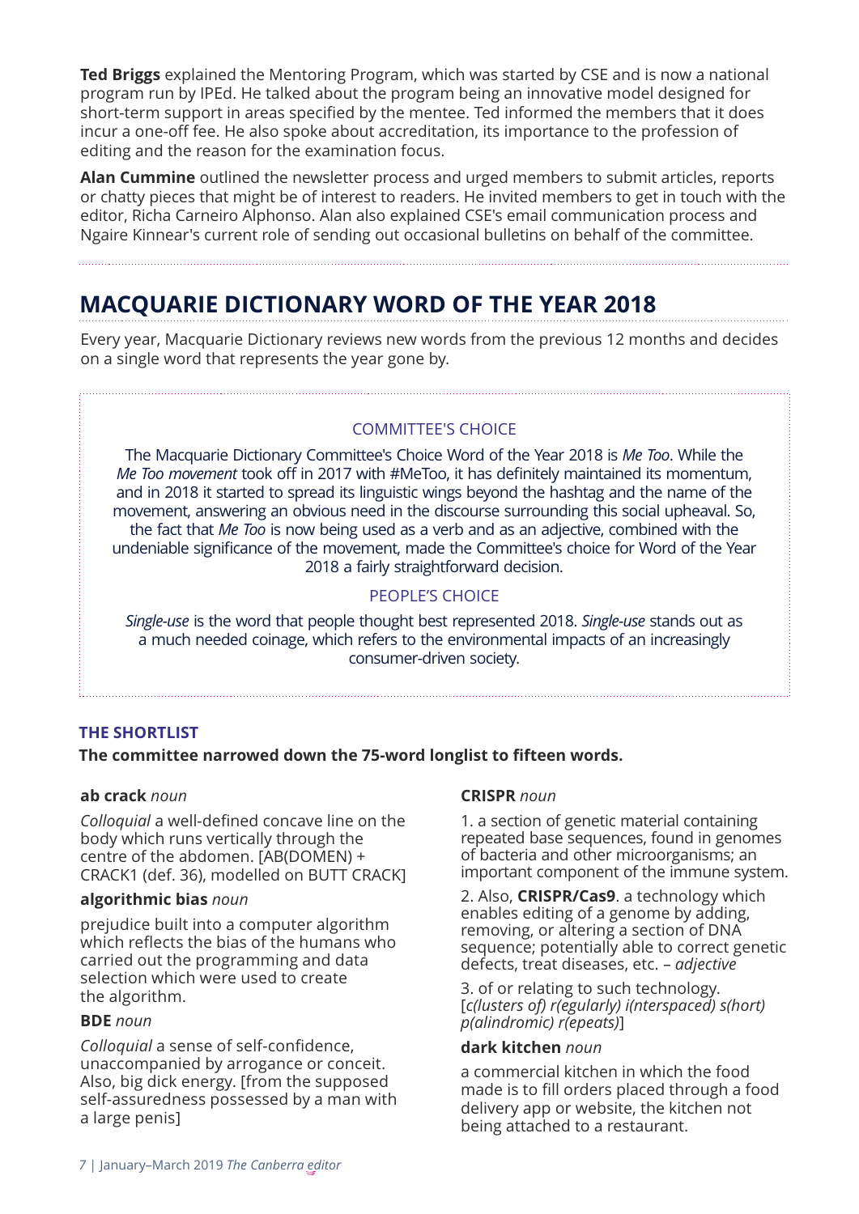**Ted Briggs** explained the Mentoring Program, which was started by CSE and is now a national program run by IPEd. He talked about the program being an innovative model designed for short-term support in areas specified by the mentee. Ted informed the members that it does incur a one-off fee. He also spoke about accreditation, its importance to the profession of editing and the reason for the examination focus.

**Alan Cummine** outlined the newsletter process and urged members to submit articles, reports or chatty pieces that might be of interest to readers. He invited members to get in touch with the editor, Richa Carneiro Alphonso. Alan also explained CSE's email communication process and Ngaire Kinnear's current role of sending out occasional bulletins on behalf of the committee.

## MACQUARIE DICTIONARY WORD OF THE YEAR 2018

Every year, Macquarie Dictionary reviews new words from the previous 12 months and decides on a single word that represents the year gone by.

### COMMITTEE'S CHOICE

The Macquarie Dictionary Committee's Choice Word of the Year 2018 is *Me Too*. While the *Me Too movement* took off in 2017 with #MeToo, it has definitely maintained its momentum, and in 2018 it started to spread its linguistic wings beyond the hashtag and the name of the movement, answering an obvious need in the discourse surrounding this social upheaval. So, the fact that *Me Too* is now being used as a verb and as an adjective, combined with the undeniable significance of the movement, made the Committee's choice for Word of the Year 2018 a fairly straightforward decision.

### PEOPLE'S CHOICE

*Single-use* is the word that people thought best represented 2018. *Single-use* stands out as a much needed coinage, which refers to the environmental impacts of an increasingly consumer-driven society.

### THE SHORTLIST

**The committee narrowed down the 75-word longlist to fifteen words.**

**ab crack** *noun*

*Colloquial* a well-defined concave line on the body which runs vertically through the centre of the abdomen. [AB(DOMEN) + CRACK1 (def. 36), modelled on BUTT CRACK]

**algorithmic bias** *noun*

prejudice built into a computer algorithm which reflects the bias of the humans who carried out the programming and data selection which were used to create the algorithm.

**BDE** *noun*

*Colloquial* a sense of self-confidence, unaccompanied by arrogance or conceit. Also, big dick energy. [from the supposed self-assuredness possessed by a man with a large penis]

**CRISPR** *noun*

1. a section of genetic material containing repeated base sequences, found in genomes of bacteria and other microorganisms; an important component of the immune system.

2. Also, **CRISPR/Cas9**. a technology which enables editing of a genome by adding, removing, or altering a section of DNA sequence; potentially able to correct genetic defects, treat diseases, etc. – *adjective*

3. of or relating to such technology. [*c(lusters of) r(egularly) i(nterspaced) s(hort) p(alindromic) r(epeats)*]

**dark kitchen** *noun*

a commercial kitchen in which the food made is to fill orders placed through a food delivery app or website, the kitchen not being attached to a restaurant.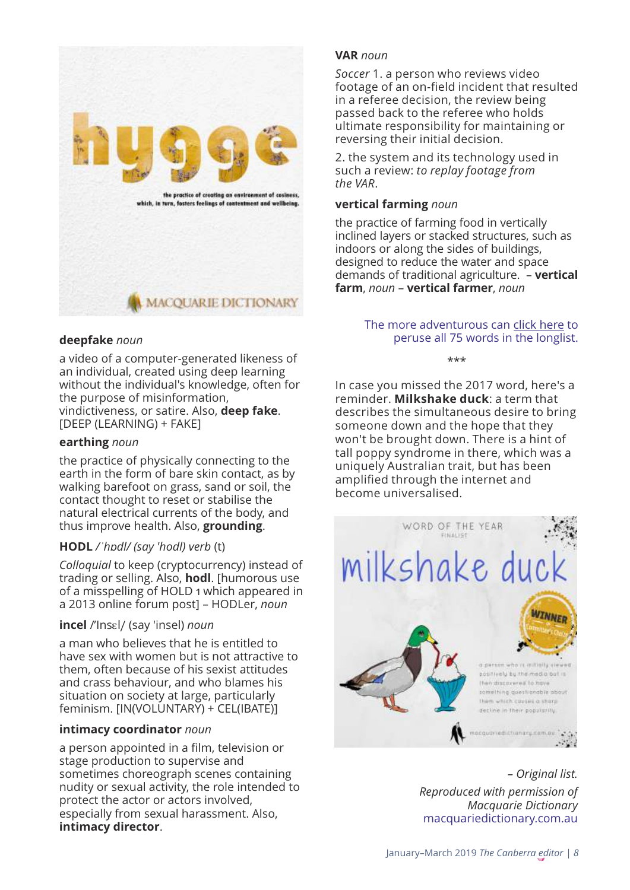**deepfake** *noun*

a video of a computer-generated likeness of an individual, created using deep learning without the individual's knowledge, often for the purpose of misinformation, vindictiveness, or satire. Also, **deep fake**. [DEEP (LEARNING) + FAKE]

**earthing** *noun*

the practice of physically connecting to the earth in the form of bare skin contact, as by walking barefoot on grass, sand or soil, the contact thought to reset or stabilise the natural electrical currents of the body, and thus improve health. Also, **grounding**.

**HODL** */ˈhɒdl/ (say 'hodl) verb* (t)

*Colloquial* to keep (cryptocurrency) instead of trading or selling. Also, **hodl**. [humorous use of a misspelling of HOLD 1 which appeared in a 2013 online forum post] – HODLer, *noun*

**incel** /ˈInsɛl/ (say 'insel) *noun*

a man who believes that he is entitled to have sex with women but is not attractive to them, often because of his sexist attitudes and crass behaviour, and who blames his situation on society at large, particularly feminism. [IN(VOLUNTARY) + CEL(IBATE)]

**intimacy coordinator** *noun*

a person appointed in a film, television or stage production to supervise and sometimes choreograph scenes containing nudity or sexual activity, the role intended to protect the actor or actors involved, especially from sexual harassment. Also, **intimacy director**.

**VAR** *noun*

*Soccer* 1. a person who reviews video footage of an on-field incident that resulted in a referee decision, the review being passed back to the referee who holds ultimate responsibility for maintaining or reversing their initial decision.

2. the system and its technology used in such a review: *to replay footage from the VAR*.

**vertical farming** *noun*

the practice of farming food in vertically inclined layers or stacked structures, such as indoors or along the sides of buildings, designed to reduce the water and space demands of traditional agriculture. – **vertical farm**, *noun* – **vertical farmer**, *noun*

The more adventurous can click here to peruse all 75 words in the longlist.

***

In case you missed the 2017 word, here's a reminder. **Milkshake duck**: a term that describes the simultaneous desire to bring someone down and the hope that they won't be brought down. There is a hint of tall poppy syndrome in there, which was a uniquely Australian trait, but has been amplified through the internet and become universalised.

*– Original list.*

*Reproduced with permission of Macquarie Dictionary*
macquariedictionary.com.au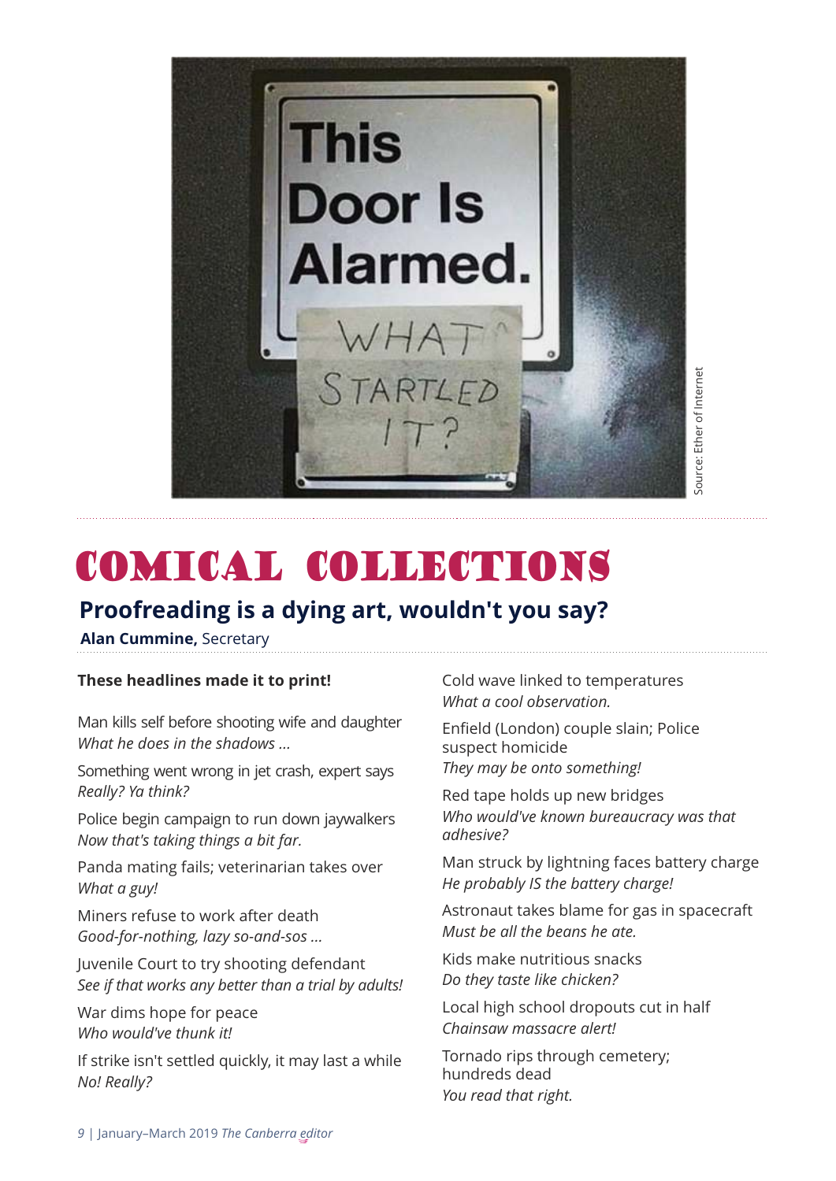Source: Ether of Internet

# Comical Collections

## Proofreading is a dying art, wouldn't you say?

**Alan Cummine,** Secretary

**These headlines made it to print!**

Man kills self before shooting wife and daughter
*What he does in the shadows …*

Something went wrong in jet crash, expert says
*Really? Ya think?*

Police begin campaign to run down jaywalkers
*Now that's taking things a bit far.*

Panda mating fails; veterinarian takes over
*What a guy!*

Miners refuse to work after death
*Good-for-nothing, lazy so-and-sos …*

Juvenile Court to try shooting defendant
*See if that works any better than a trial by adults!*

War dims hope for peace
*Who would've thunk it!*

If strike isn't settled quickly, it may last a while
*No! Really?*

Cold wave linked to temperatures
*What a cool observation.*

Enfield (London) couple slain; Police suspect homicide
*They may be onto something!*

Red tape holds up new bridges
*Who would've known bureaucracy was that adhesive?*

Man struck by lightning faces battery charge
*He probably IS the battery charge!*

Astronaut takes blame for gas in spacecraft
*Must be all the beans he ate.*

Kids make nutritious snacks
*Do they taste like chicken?*

Local high school dropouts cut in half
*Chainsaw massacre alert!*

Tornado rips through cemetery; hundreds dead
*You read that right.*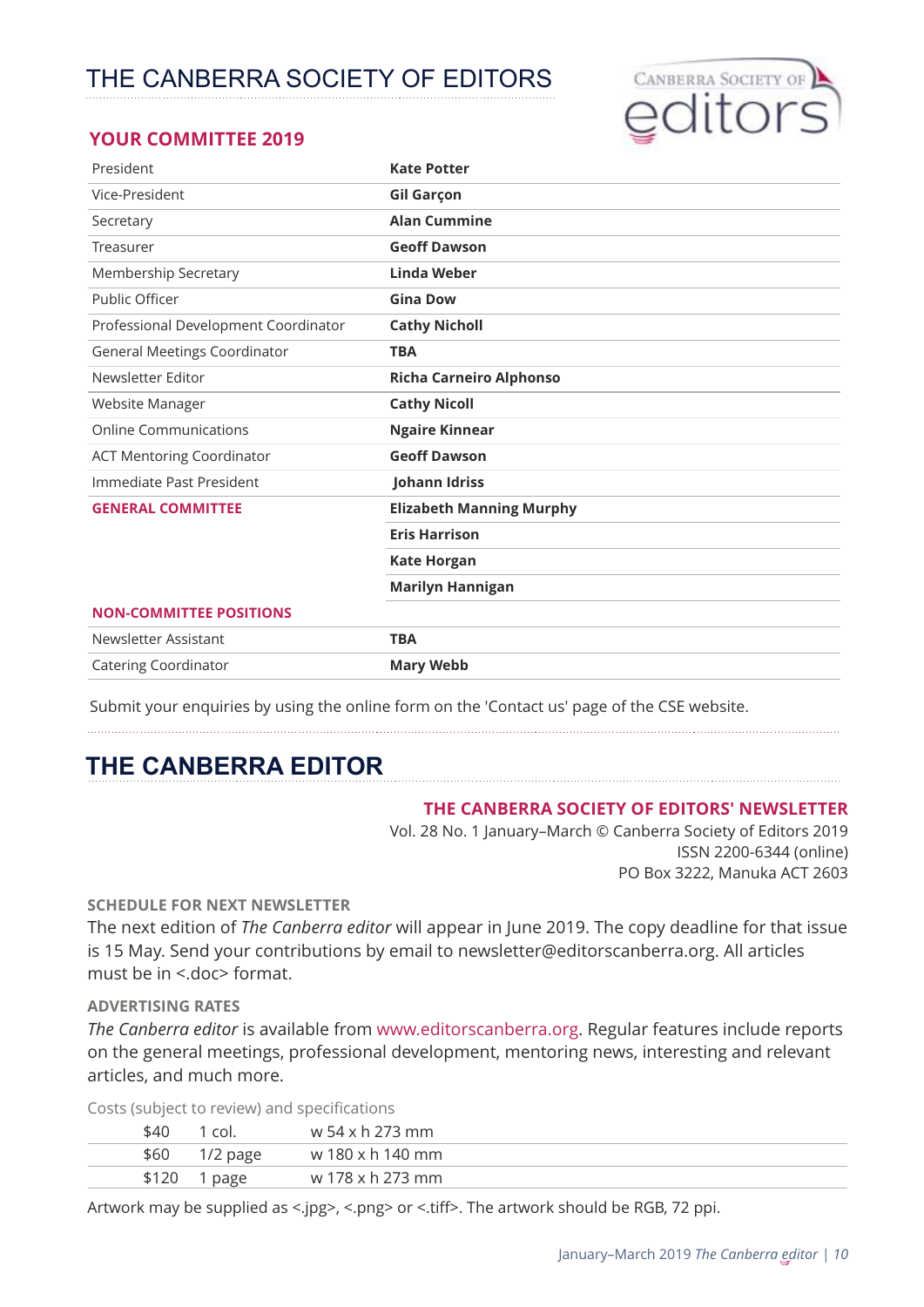# THE CANBERRA SOCIETY OF EDITORS

## YOUR COMMITTEE 2019

| | |
|---|---|
| President | **Kate Potter** |
| Vice-President | **Gil Garçon** |
| Secretary | **Alan Cummine** |
| Treasurer | **Geoff Dawson** |
| Membership Secretary | **Linda Weber** |
| Public Officer | **Gina Dow** |
| Professional Development Coordinator | **Cathy Nicholl** |
| General Meetings Coordinator | **TBA** |
| Newsletter Editor | **Richa Carneiro Alphonso** |
| Website Manager | **Cathy Nicoll** |
| Online Communications | **Ngaire Kinnear** |
| ACT Mentoring Coordinator | **Geoff Dawson** |
| Immediate Past President | **Johann Idriss** |
| **GENERAL COMMITTEE** | **Elizabeth Manning Murphy** |
| | **Eris Harrison** |
| | **Kate Horgan** |
| | **Marilyn Hannigan** |
| **NON-COMMITTEE POSITIONS** | |
| Newsletter Assistant | **TBA** |
| Catering Coordinator | **Mary Webb** |

Submit your enquiries by using the online form on the 'Contact us' page of the CSE website.

# THE CANBERRA EDITOR

### THE CANBERRA SOCIETY OF EDITORS' NEWSLETTER

Vol. 28 No. 1 January–March © Canberra Society of Editors 2019
ISSN 2200-6344 (online)
PO Box 3222, Manuka ACT 2603

### SCHEDULE FOR NEXT NEWSLETTER

The next edition of *The Canberra editor* will appear in June 2019. The copy deadline for that issue is 15 May. Send your contributions by email to newsletter@editorscanberra.org. All articles must be in <.doc> format.

### ADVERTISING RATES

*The Canberra editor* is available from www.editorscanberra.org. Regular features include reports on the general meetings, professional development, mentoring news, interesting and relevant articles, and much more.

Costs (subject to review) and specifications

| | | |
|---|---|---|
| $40 | 1 col. | w 54 x h 273 mm |
| $60 | 1/2 page | w 180 x h 140 mm |
| $120 | 1 page | w 178 x h 273 mm |

Artwork may be supplied as <.jpg>, <.png> or <.tiff>. The artwork should be RGB, 72 ppi.